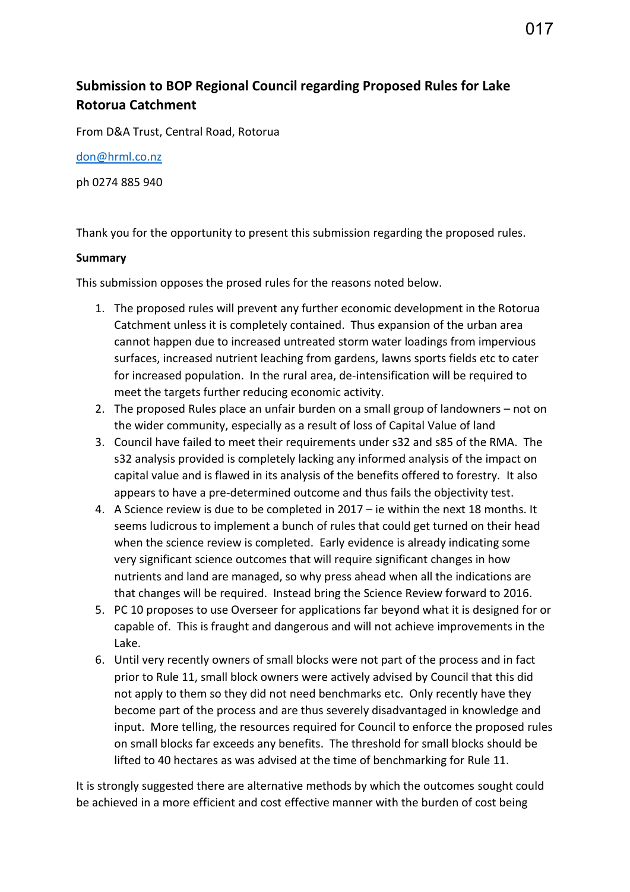## Submission to BOP Regional Council regarding Proposed Rules for Lake Rotorua Catchment

From D&A Trust, Central Road, Rotorua

don@hrml.co.nz

ph 0274 885 940

Thank you for the opportunity to present this submission regarding the proposed rules.

**Summary**

This submission opposes the prosed rules for the reasons noted below.

1. The proposed rules will prevent any further economic development in the Rotorua Catchment unless it is completely contained. Thus expansion of the urban area cannot happen due to increased untreated storm water loadings from impervious surfaces, increased nutrient leaching from gardens, lawns sports fields etc to cater for increased population. In the rural area, de-intensification will be required to meet the targets further reducing economic activity.
2. The proposed Rules place an unfair burden on a small group of landowners – not on the wider community, especially as a result of loss of Capital Value of land
3. Council have failed to meet their requirements under s32 and s85 of the RMA. The s32 analysis provided is completely lacking any informed analysis of the impact on capital value and is flawed in its analysis of the benefits offered to forestry. It also appears to have a pre-determined outcome and thus fails the objectivity test.
4. A Science review is due to be completed in 2017 – ie within the next 18 months. It seems ludicrous to implement a bunch of rules that could get turned on their head when the science review is completed. Early evidence is already indicating some very significant science outcomes that will require significant changes in how nutrients and land are managed, so why press ahead when all the indications are that changes will be required. Instead bring the Science Review forward to 2016.
5. PC 10 proposes to use Overseer for applications far beyond what it is designed for or capable of. This is fraught and dangerous and will not achieve improvements in the Lake.
6. Until very recently owners of small blocks were not part of the process and in fact prior to Rule 11, small block owners were actively advised by Council that this did not apply to them so they did not need benchmarks etc. Only recently have they become part of the process and are thus severely disadvantaged in knowledge and input. More telling, the resources required for Council to enforce the proposed rules on small blocks far exceeds any benefits. The threshold for small blocks should be lifted to 40 hectares as was advised at the time of benchmarking for Rule 11.

It is strongly suggested there are alternative methods by which the outcomes sought could be achieved in a more efficient and cost effective manner with the burden of cost being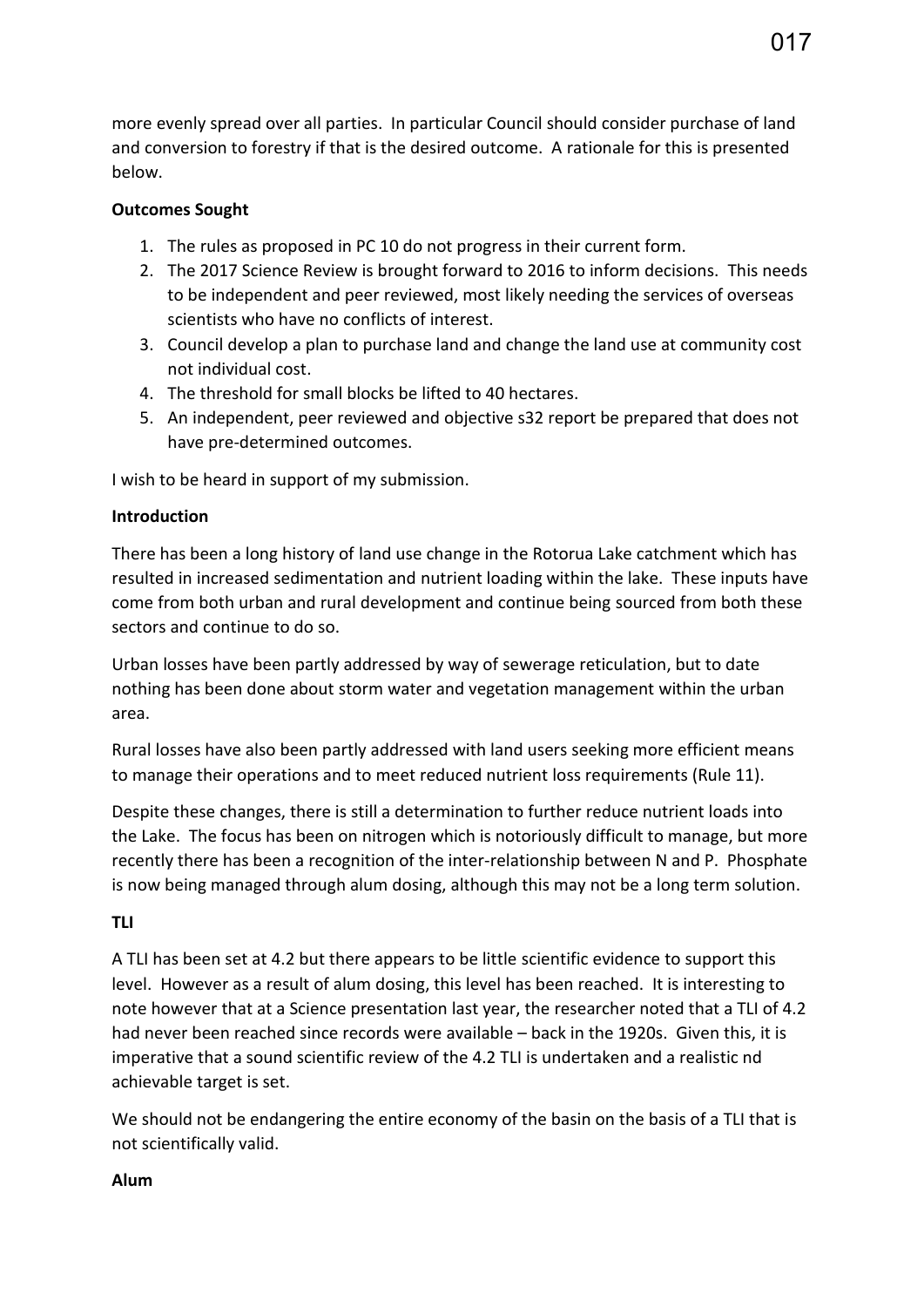more evenly spread over all parties. In particular Council should consider purchase of land and conversion to forestry if that is the desired outcome. A rationale for this is presented below.

**Outcomes Sought**

1. The rules as proposed in PC 10 do not progress in their current form.
2. The 2017 Science Review is brought forward to 2016 to inform decisions. This needs to be independent and peer reviewed, most likely needing the services of overseas scientists who have no conflicts of interest.
3. Council develop a plan to purchase land and change the land use at community cost not individual cost.
4. The threshold for small blocks be lifted to 40 hectares.
5. An independent, peer reviewed and objective s32 report be prepared that does not have pre-determined outcomes.

I wish to be heard in support of my submission.

**Introduction**

There has been a long history of land use change in the Rotorua Lake catchment which has resulted in increased sedimentation and nutrient loading within the lake. These inputs have come from both urban and rural development and continue being sourced from both these sectors and continue to do so.

Urban losses have been partly addressed by way of sewerage reticulation, but to date nothing has been done about storm water and vegetation management within the urban area.

Rural losses have also been partly addressed with land users seeking more efficient means to manage their operations and to meet reduced nutrient loss requirements (Rule 11).

Despite these changes, there is still a determination to further reduce nutrient loads into the Lake. The focus has been on nitrogen which is notoriously difficult to manage, but more recently there has been a recognition of the inter-relationship between N and P. Phosphate is now being managed through alum dosing, although this may not be a long term solution.

**TLI**

A TLI has been set at 4.2 but there appears to be little scientific evidence to support this level. However as a result of alum dosing, this level has been reached. It is interesting to note however that at a Science presentation last year, the researcher noted that a TLI of 4.2 had never been reached since records were available – back in the 1920s. Given this, it is imperative that a sound scientific review of the 4.2 TLI is undertaken and a realistic nd achievable target is set.

We should not be endangering the entire economy of the basin on the basis of a TLI that is not scientifically valid.

**Alum**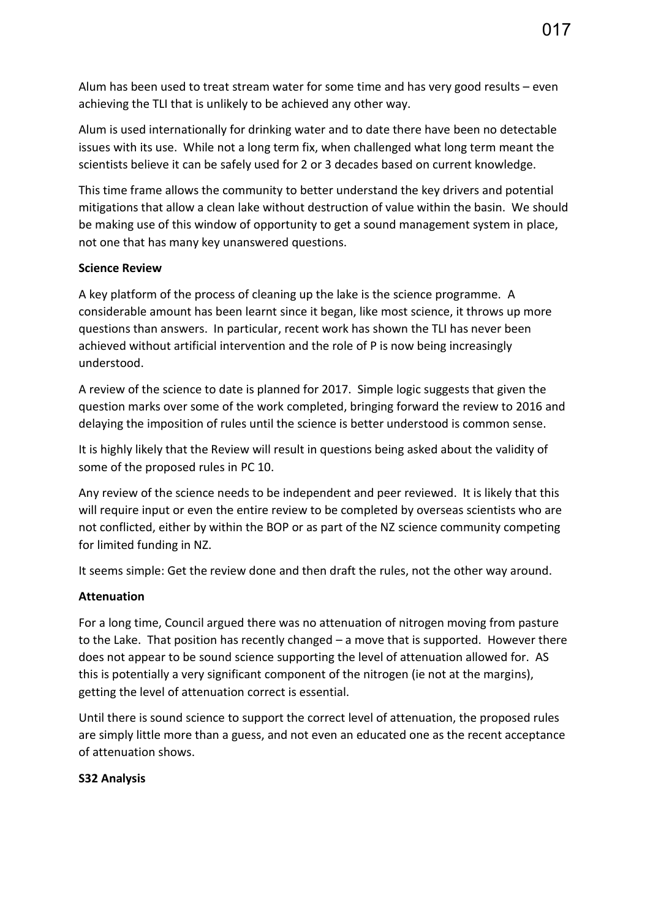Alum has been used to treat stream water for some time and has very good results – even achieving the TLI that is unlikely to be achieved any other way.

Alum is used internationally for drinking water and to date there have been no detectable issues with its use. While not a long term fix, when challenged what long term meant the scientists believe it can be safely used for 2 or 3 decades based on current knowledge.

This time frame allows the community to better understand the key drivers and potential mitigations that allow a clean lake without destruction of value within the basin. We should be making use of this window of opportunity to get a sound management system in place, not one that has many key unanswered questions.

**Science Review**

A key platform of the process of cleaning up the lake is the science programme. A considerable amount has been learnt since it began, like most science, it throws up more questions than answers. In particular, recent work has shown the TLI has never been achieved without artificial intervention and the role of P is now being increasingly understood.

A review of the science to date is planned for 2017. Simple logic suggests that given the question marks over some of the work completed, bringing forward the review to 2016 and delaying the imposition of rules until the science is better understood is common sense.

It is highly likely that the Review will result in questions being asked about the validity of some of the proposed rules in PC 10.

Any review of the science needs to be independent and peer reviewed. It is likely that this will require input or even the entire review to be completed by overseas scientists who are not conflicted, either by within the BOP or as part of the NZ science community competing for limited funding in NZ.

It seems simple: Get the review done and then draft the rules, not the other way around.

**Attenuation**

For a long time, Council argued there was no attenuation of nitrogen moving from pasture to the Lake. That position has recently changed – a move that is supported. However there does not appear to be sound science supporting the level of attenuation allowed for. AS this is potentially a very significant component of the nitrogen (ie not at the margins), getting the level of attenuation correct is essential.

Until there is sound science to support the correct level of attenuation, the proposed rules are simply little more than a guess, and not even an educated one as the recent acceptance of attenuation shows.

**S32 Analysis**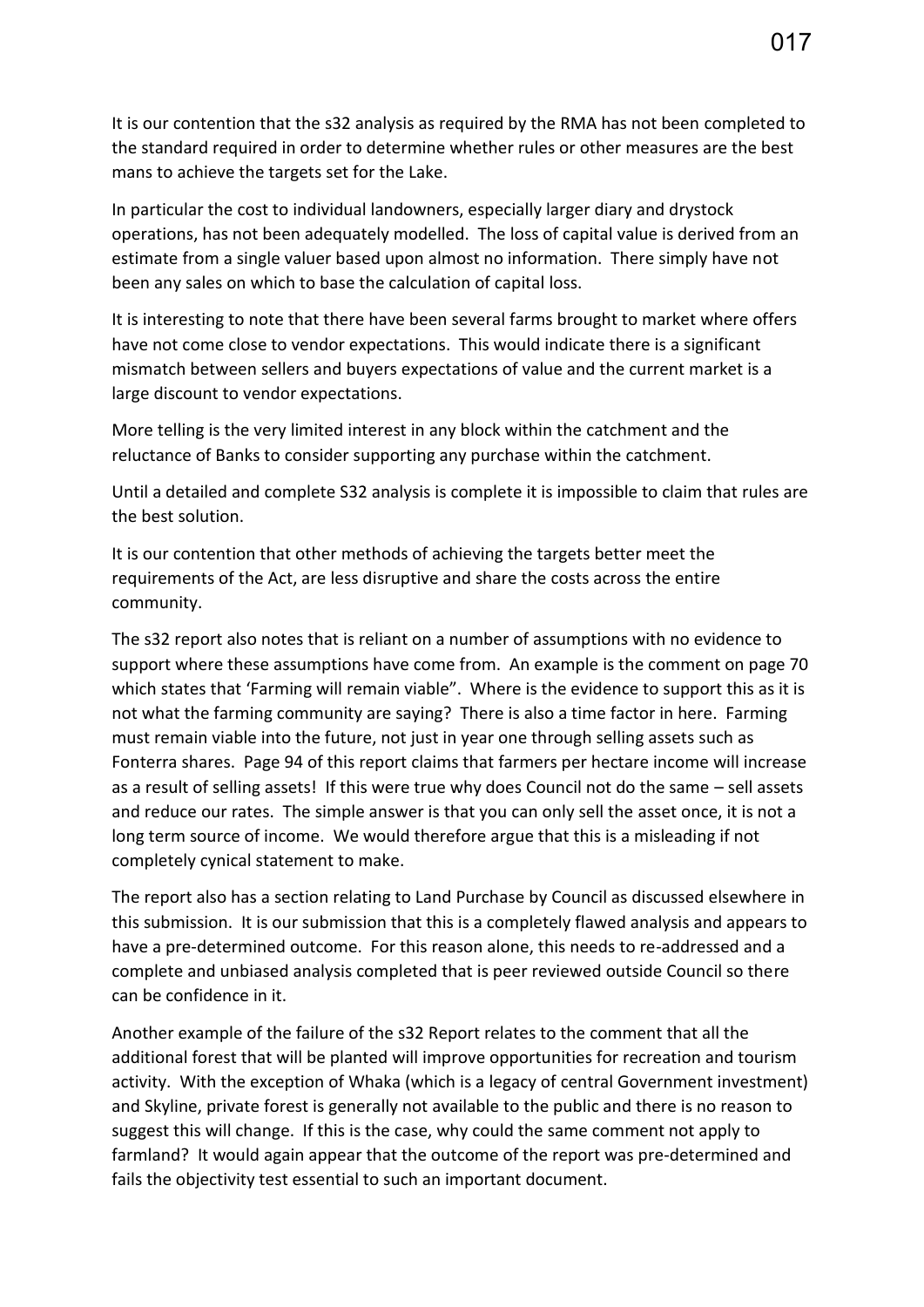It is our contention that the s32 analysis as required by the RMA has not been completed to the standard required in order to determine whether rules or other measures are the best mans to achieve the targets set for the Lake.

In particular the cost to individual landowners, especially larger diary and drystock operations, has not been adequately modelled. The loss of capital value is derived from an estimate from a single valuer based upon almost no information. There simply have not been any sales on which to base the calculation of capital loss.

It is interesting to note that there have been several farms brought to market where offers have not come close to vendor expectations. This would indicate there is a significant mismatch between sellers and buyers expectations of value and the current market is a large discount to vendor expectations.

More telling is the very limited interest in any block within the catchment and the reluctance of Banks to consider supporting any purchase within the catchment.

Until a detailed and complete S32 analysis is complete it is impossible to claim that rules are the best solution.

It is our contention that other methods of achieving the targets better meet the requirements of the Act, are less disruptive and share the costs across the entire community.

The s32 report also notes that is reliant on a number of assumptions with no evidence to support where these assumptions have come from. An example is the comment on page 70 which states that 'Farming will remain viable". Where is the evidence to support this as it is not what the farming community are saying? There is also a time factor in here. Farming must remain viable into the future, not just in year one through selling assets such as Fonterra shares. Page 94 of this report claims that farmers per hectare income will increase as a result of selling assets! If this were true why does Council not do the same – sell assets and reduce our rates. The simple answer is that you can only sell the asset once, it is not a long term source of income. We would therefore argue that this is a misleading if not completely cynical statement to make.

The report also has a section relating to Land Purchase by Council as discussed elsewhere in this submission. It is our submission that this is a completely flawed analysis and appears to have a pre-determined outcome. For this reason alone, this needs to re-addressed and a complete and unbiased analysis completed that is peer reviewed outside Council so there can be confidence in it.

Another example of the failure of the s32 Report relates to the comment that all the additional forest that will be planted will improve opportunities for recreation and tourism activity. With the exception of Whaka (which is a legacy of central Government investment) and Skyline, private forest is generally not available to the public and there is no reason to suggest this will change. If this is the case, why could the same comment not apply to farmland? It would again appear that the outcome of the report was pre-determined and fails the objectivity test essential to such an important document.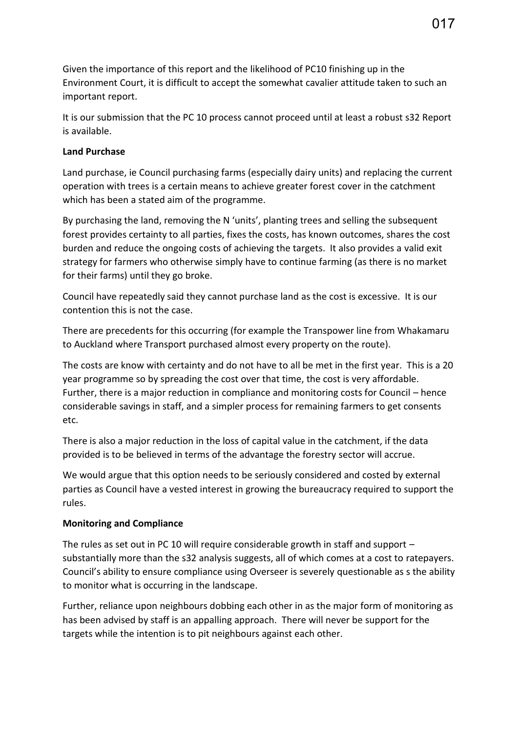Given the importance of this report and the likelihood of PC10 finishing up in the Environment Court, it is difficult to accept the somewhat cavalier attitude taken to such an important report.

It is our submission that the PC 10 process cannot proceed until at least a robust s32 Report is available.

**Land Purchase**

Land purchase, ie Council purchasing farms (especially dairy units) and replacing the current operation with trees is a certain means to achieve greater forest cover in the catchment which has been a stated aim of the programme.

By purchasing the land, removing the N 'units', planting trees and selling the subsequent forest provides certainty to all parties, fixes the costs, has known outcomes, shares the cost burden and reduce the ongoing costs of achieving the targets. It also provides a valid exit strategy for farmers who otherwise simply have to continue farming (as there is no market for their farms) until they go broke.

Council have repeatedly said they cannot purchase land as the cost is excessive. It is our contention this is not the case.

There are precedents for this occurring (for example the Transpower line from Whakamaru to Auckland where Transport purchased almost every property on the route).

The costs are know with certainty and do not have to all be met in the first year. This is a 20 year programme so by spreading the cost over that time, the cost is very affordable. Further, there is a major reduction in compliance and monitoring costs for Council – hence considerable savings in staff, and a simpler process for remaining farmers to get consents etc.

There is also a major reduction in the loss of capital value in the catchment, if the data provided is to be believed in terms of the advantage the forestry sector will accrue.

We would argue that this option needs to be seriously considered and costed by external parties as Council have a vested interest in growing the bureaucracy required to support the rules.

**Monitoring and Compliance**

The rules as set out in PC 10 will require considerable growth in staff and support – substantially more than the s32 analysis suggests, all of which comes at a cost to ratepayers. Council's ability to ensure compliance using Overseer is severely questionable as s the ability to monitor what is occurring in the landscape.

Further, reliance upon neighbours dobbing each other in as the major form of monitoring as has been advised by staff is an appalling approach. There will never be support for the targets while the intention is to pit neighbours against each other.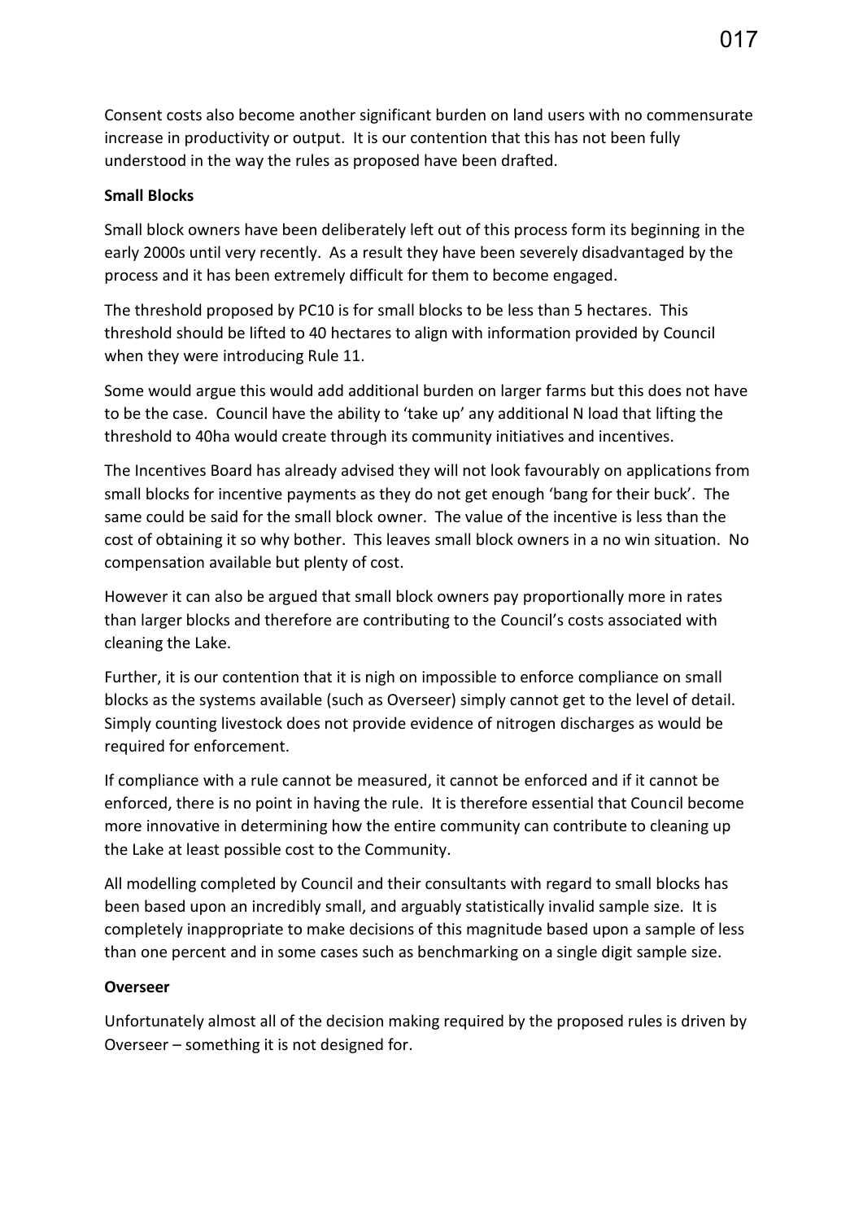Consent costs also become another significant burden on land users with no commensurate increase in productivity or output. It is our contention that this has not been fully understood in the way the rules as proposed have been drafted.

**Small Blocks**

Small block owners have been deliberately left out of this process form its beginning in the early 2000s until very recently. As a result they have been severely disadvantaged by the process and it has been extremely difficult for them to become engaged.

The threshold proposed by PC10 is for small blocks to be less than 5 hectares. This threshold should be lifted to 40 hectares to align with information provided by Council when they were introducing Rule 11.

Some would argue this would add additional burden on larger farms but this does not have to be the case. Council have the ability to 'take up' any additional N load that lifting the threshold to 40ha would create through its community initiatives and incentives.

The Incentives Board has already advised they will not look favourably on applications from small blocks for incentive payments as they do not get enough 'bang for their buck'. The same could be said for the small block owner. The value of the incentive is less than the cost of obtaining it so why bother. This leaves small block owners in a no win situation. No compensation available but plenty of cost.

However it can also be argued that small block owners pay proportionally more in rates than larger blocks and therefore are contributing to the Council's costs associated with cleaning the Lake.

Further, it is our contention that it is nigh on impossible to enforce compliance on small blocks as the systems available (such as Overseer) simply cannot get to the level of detail. Simply counting livestock does not provide evidence of nitrogen discharges as would be required for enforcement.

If compliance with a rule cannot be measured, it cannot be enforced and if it cannot be enforced, there is no point in having the rule. It is therefore essential that Council become more innovative in determining how the entire community can contribute to cleaning up the Lake at least possible cost to the Community.

All modelling completed by Council and their consultants with regard to small blocks has been based upon an incredibly small, and arguably statistically invalid sample size. It is completely inappropriate to make decisions of this magnitude based upon a sample of less than one percent and in some cases such as benchmarking on a single digit sample size.

**Overseer**

Unfortunately almost all of the decision making required by the proposed rules is driven by Overseer – something it is not designed for.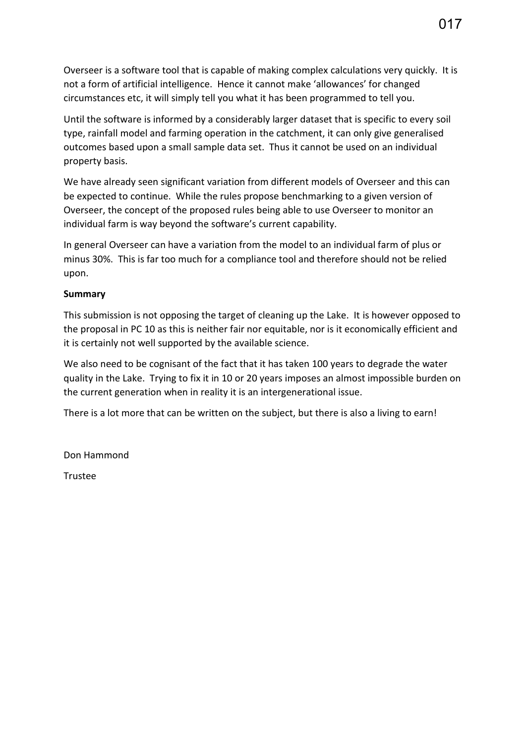Overseer is a software tool that is capable of making complex calculations very quickly. It is not a form of artificial intelligence. Hence it cannot make 'allowances' for changed circumstances etc, it will simply tell you what it has been programmed to tell you.

Until the software is informed by a considerably larger dataset that is specific to every soil type, rainfall model and farming operation in the catchment, it can only give generalised outcomes based upon a small sample data set. Thus it cannot be used on an individual property basis.

We have already seen significant variation from different models of Overseer and this can be expected to continue. While the rules propose benchmarking to a given version of Overseer, the concept of the proposed rules being able to use Overseer to monitor an individual farm is way beyond the software's current capability.

In general Overseer can have a variation from the model to an individual farm of plus or minus 30%. This is far too much for a compliance tool and therefore should not be relied upon.

**Summary**

This submission is not opposing the target of cleaning up the Lake. It is however opposed to the proposal in PC 10 as this is neither fair nor equitable, nor is it economically efficient and it is certainly not well supported by the available science.

We also need to be cognisant of the fact that it has taken 100 years to degrade the water quality in the Lake. Trying to fix it in 10 or 20 years imposes an almost impossible burden on the current generation when in reality it is an intergenerational issue.

There is a lot more that can be written on the subject, but there is also a living to earn!

Don Hammond

Trustee